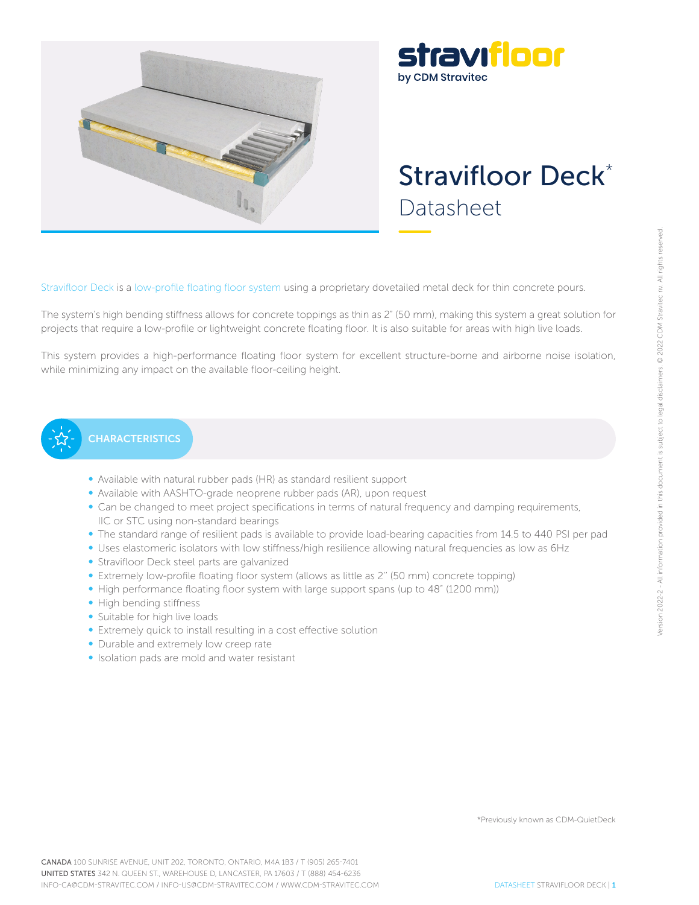stravifloor
by CDM Stravitec

# Stravifloor Deck*

## Datasheet

Stravifloor Deck is a low-profile floating floor system using a proprietary dovetailed metal deck for thin concrete pours.

The system's high bending stiffness allows for concrete toppings as thin as 2" (50 mm), making this system a great solution for projects that require a low-profile or lightweight concrete floating floor. It is also suitable for areas with high live loads.

This system provides a high-performance floating floor system for excellent structure-borne and airborne noise isolation, while minimizing any impact on the available floor-ceiling height.

## CHARACTERISTICS

- Available with natural rubber pads (HR) as standard resilient support
- Available with AASHTO-grade neoprene rubber pads (AR), upon request
- Can be changed to meet project specifications in terms of natural frequency and damping requirements, IIC or STC using non-standard bearings
- The standard range of resilient pads is available to provide load-bearing capacities from 14.5 to 440 PSI per pad
- Uses elastomeric isolators with low stiffness/high resilience allowing natural frequencies as low as 6Hz
- Stravifloor Deck steel parts are galvanized
- Extremely low-profile floating floor system (allows as little as 2'' (50 mm) concrete topping)
- High performance floating floor system with large support spans (up to 48" (1200 mm))
- High bending stiffness
- Suitable for high live loads
- Extremely quick to install resulting in a cost effective solution
- Durable and extremely low creep rate
- Isolation pads are mold and water resistant

*Previously known as CDM-QuietDeck

Version 2022-2 - All information provided in this document is subject to legal disclaimers. © 2022 CDM Stravitec nv. All rights reserved.

**CANADA** 100 SUNRISE AVENUE, UNIT 202, TORONTO, ONTARIO, M4A 1B3 / T (905) 265-7401
**UNITED STATES** 342 N. QUEEN ST., WAREHOUSE D, LANCASTER, PA 17603 / T (888) 454-6236
INFO-CA@CDM-STRAVITEC.COM / INFO-US@CDM-STRAVITEC.COM / WWW.CDM-STRAVITEC.COM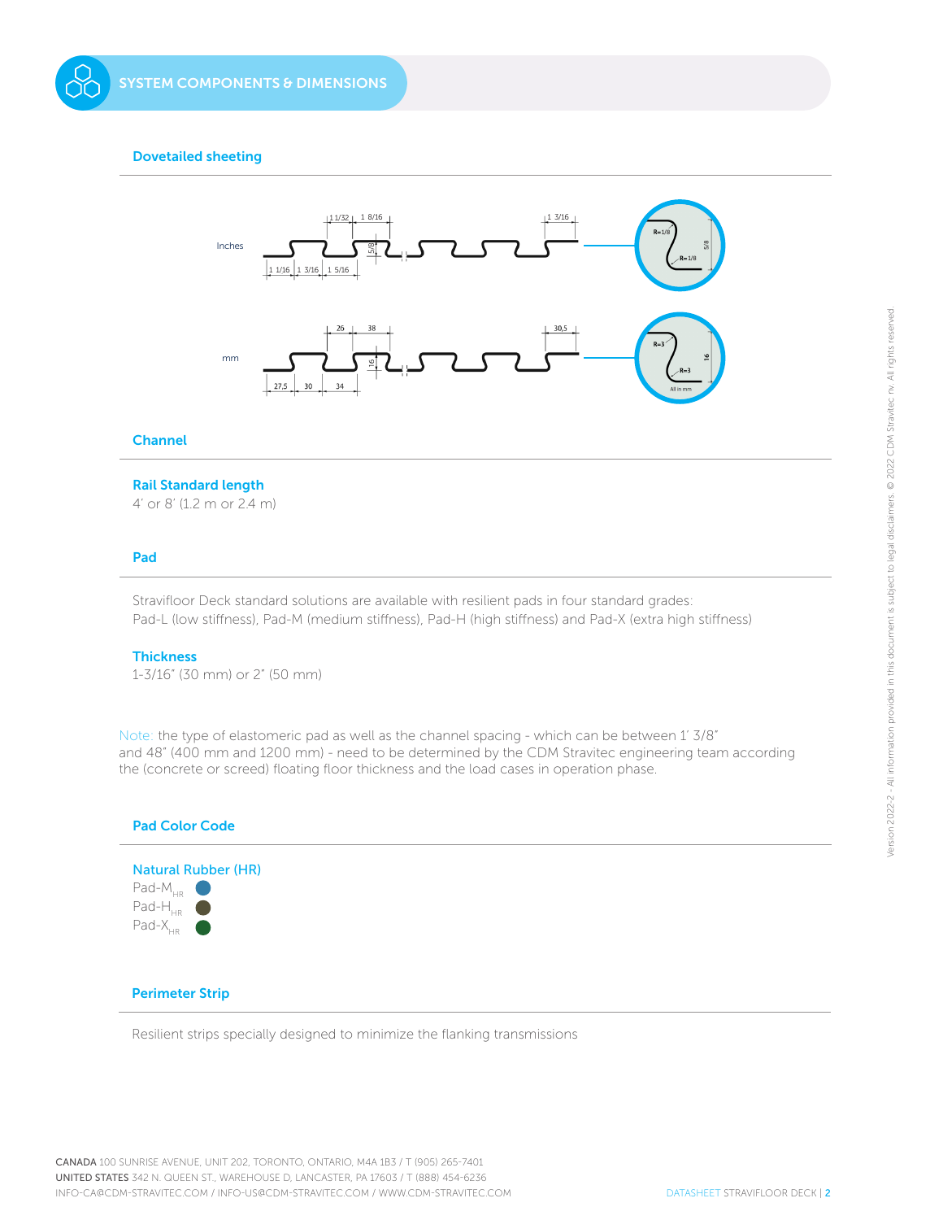## SYSTEM COMPONENTS & DIMENSIONS

### Dovetailed sheeting

Inches

1 1/32 | 1 8/16 | 1 3/16 | 5/8 | 1 1/16 | 1 3/16 | 1 5/16

R=1/8 | R=1/8 | 5/8

mm

26 | 38 | 30,5 | 16 | 27,5 | 30 | 34

R=3 | R=3 | 16 | All in mm

### Channel

#### Rail Standard length

4' or 8' (1.2 m or 2.4 m)

### Pad

Stravifloor Deck standard solutions are available with resilient pads in four standard grades:
Pad-L (low stiffness), Pad-M (medium stiffness), Pad-H (high stiffness) and Pad-X (extra high stiffness)

#### Thickness

1-3/16" (30 mm) or 2" (50 mm)

Note: the type of elastomeric pad as well as the channel spacing - which can be between 1' 3/8" and 48" (400 mm and 1200 mm) - need to be determined by the CDM Stravitec engineering team according the (concrete or screed) floating floor thickness and the load cases in operation phase.

### Pad Color Code

#### Natural Rubber (HR)

- $\text{Pad-M}_{HR}$
- $\text{Pad-H}_{HR}$
- $\text{Pad-X}_{HR}$

### Perimeter Strip

Resilient strips specially designed to minimize the flanking transmissions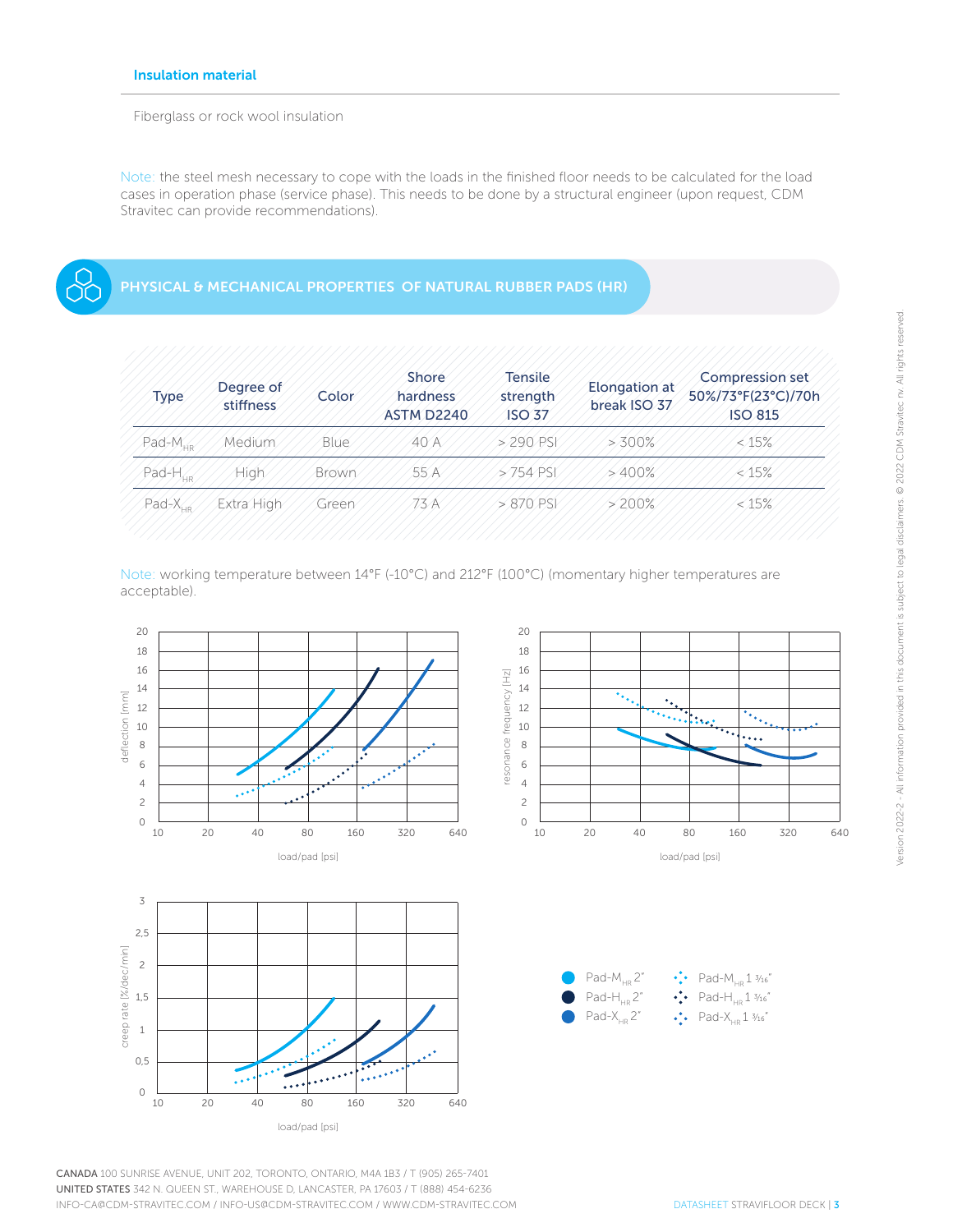### Insulation material

Fiberglass or rock wool insulation

Note: the steel mesh necessary to cope with the loads in the finished floor needs to be calculated for the load cases in operation phase (service phase). This needs to be done by a structural engineer (upon request, CDM Stravitec can provide recommendations).

## PHYSICAL & MECHANICAL PROPERTIES OF NATURAL RUBBER PADS (HR)

| Type | Degree of stiffness | Color | Shore hardness ASTM D2240 | Tensile strength ISO 37 | Elongation at break ISO 37 | Compression set 50%/73°F(23°C)/70h ISO 815 |
|---|---|---|---|---|---|---|
| Pad-$M_{HR}$ | Medium | Blue | 40 A | > 290 PSI | > 300% | < 15% |
| Pad-$H_{HR}$ | High | Brown | 55 A | > 754 PSI | > 400% | < 15% |
| Pad-$X_{HR}$ | Extra High | Green | 73 A | > 870 PSI | > 200% | < 15% |

Note: working temperature between 14°F (-10°C) and 212°F (100°C) (momentary higher temperatures are acceptable).

Legend: Pad-$M_{HR}$ 2" · Pad-$H_{HR}$ 2" · Pad-$X_{HR}$ 2" · Pad-$M_{HR}$ 1 3/16" · Pad-$H_{HR}$ 1 3/16" · Pad-$X_{HR}$ 1 3/16"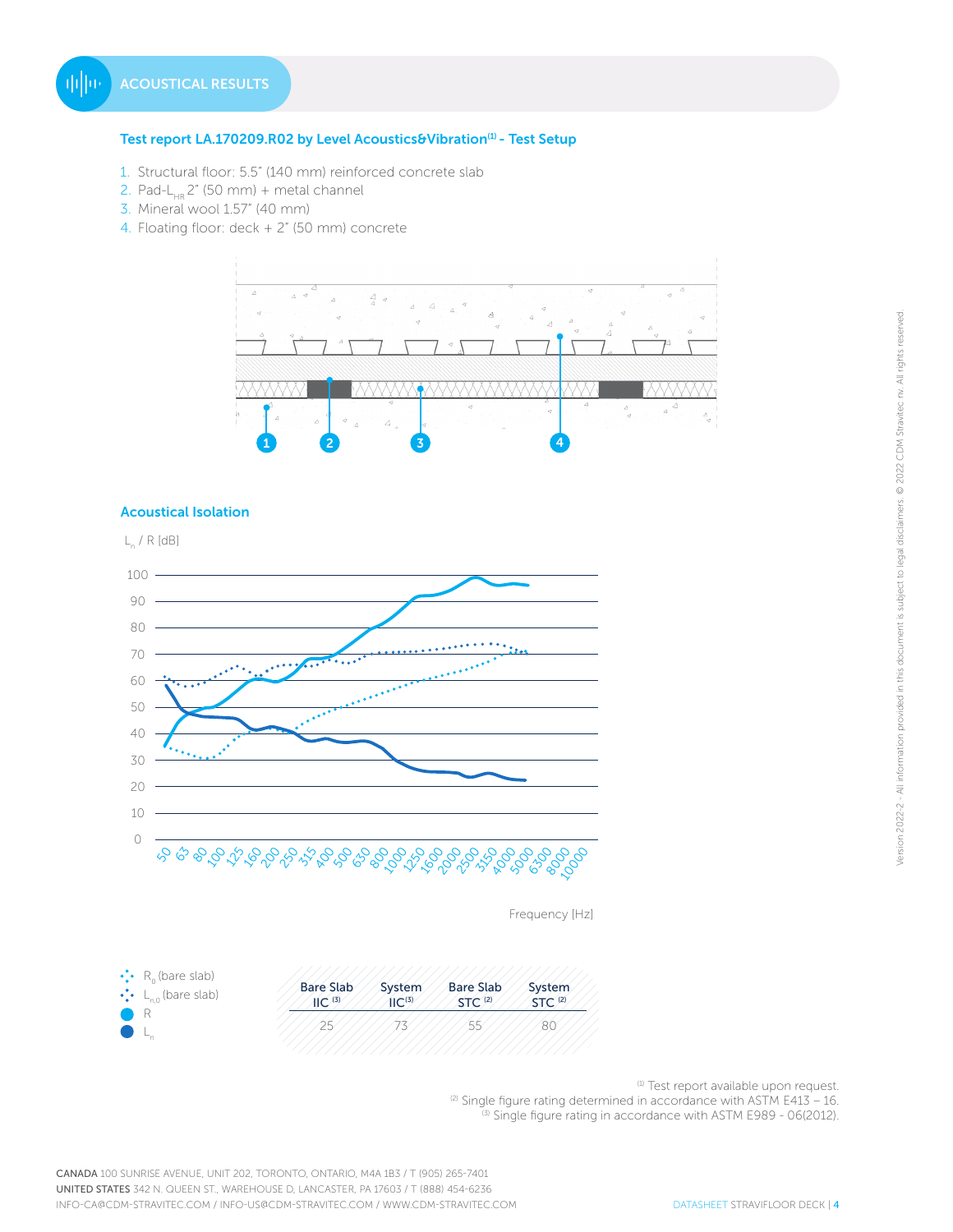## ACOUSTICAL RESULTS

### Test report LA.170209.R02 by Level Acoustics&Vibration[1] - Test Setup

1. Structural floor: 5.5" (140 mm) reinforced concrete slab
2. Pad-$L_{HR}$ 2" (50 mm) + metal channel
3. Mineral wool 1.57" (40 mm)
4. Floating floor: deck + 2" (50 mm) concrete

### Acoustical Isolation

$L_n$ / R [dB]

Frequency [Hz]

- $R_0$ (bare slab)
- $L_{n,0}$ (bare slab)
- R
- $L_n$

| Bare Slab IIC [3] | System IIC[3] | Bare Slab STC [2] | System STC [2] |
|---|---|---|---|
| 25 | 73 | 55 | 80 |

[1] Test report available upon request.
[2] Single figure rating determined in accordance with ASTM E413 – 16.
[3] Single figure rating in accordance with ASTM E989 - 06(2012).

Version 2022-2 - All information provided in this document is subject to legal disclaimers. © 2022 CDM Stravitec nv. All rights reserved.

**CANADA** 100 SUNRISE AVENUE, UNIT 202, TORONTO, ONTARIO, M4A 1B3 / T (905) 265-7401
**UNITED STATES** 342 N. QUEEN ST., WAREHOUSE D, LANCASTER, PA 17603 / T (888) 454-6236
INFO-CA@CDM-STRAVITEC.COM / INFO-US@CDM-STRAVITEC.COM / WWW.CDM-STRAVITEC.COM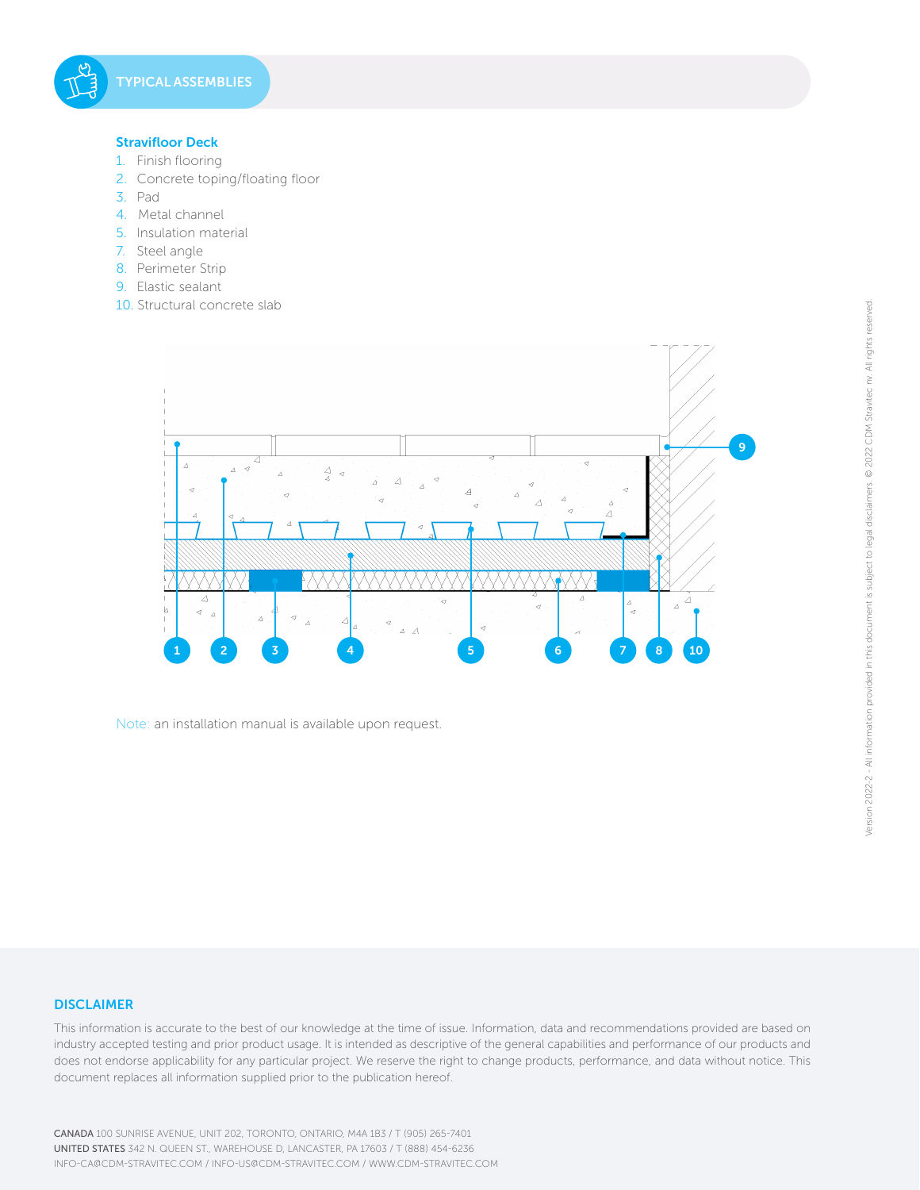## TYPICAL ASSEMBLIES

### Stravifloor Deck

1. Finish flooring
2. Concrete toping/floating floor
3. Pad
4. Metal channel
5. Insulation material
7. Steel angle
8. Perimeter Strip
9. Elastic sealant
10. Structural concrete slab

1
2
3
4
5
6
7
8
9
10

Note: an installation manual is available upon request.

Version 2022-2 - All information provided in this document is subject to legal disclaimers. © 2022 CDM Stravitec nv. All rights reserved.

### DISCLAIMER

This information is accurate to the best of our knowledge at the time of issue. Information, data and recommendations provided are based on industry accepted testing and prior product usage. It is intended as descriptive of the general capabilities and performance of our products and does not endorse applicability for any particular project. We reserve the right to change products, performance, and data without notice. This document replaces all information supplied prior to the publication hereof.

**CANADA** 100 SUNRISE AVENUE, UNIT 202, TORONTO, ONTARIO, M4A 1B3 / T (905) 265-7401
**UNITED STATES** 342 N. QUEEN ST., WAREHOUSE D, LANCASTER, PA 17603 / T (888) 454-6236
INFO-CA@CDM-STRAVITEC.COM / INFO-US@CDM-STRAVITEC.COM / WWW.CDM-STRAVITEC.COM